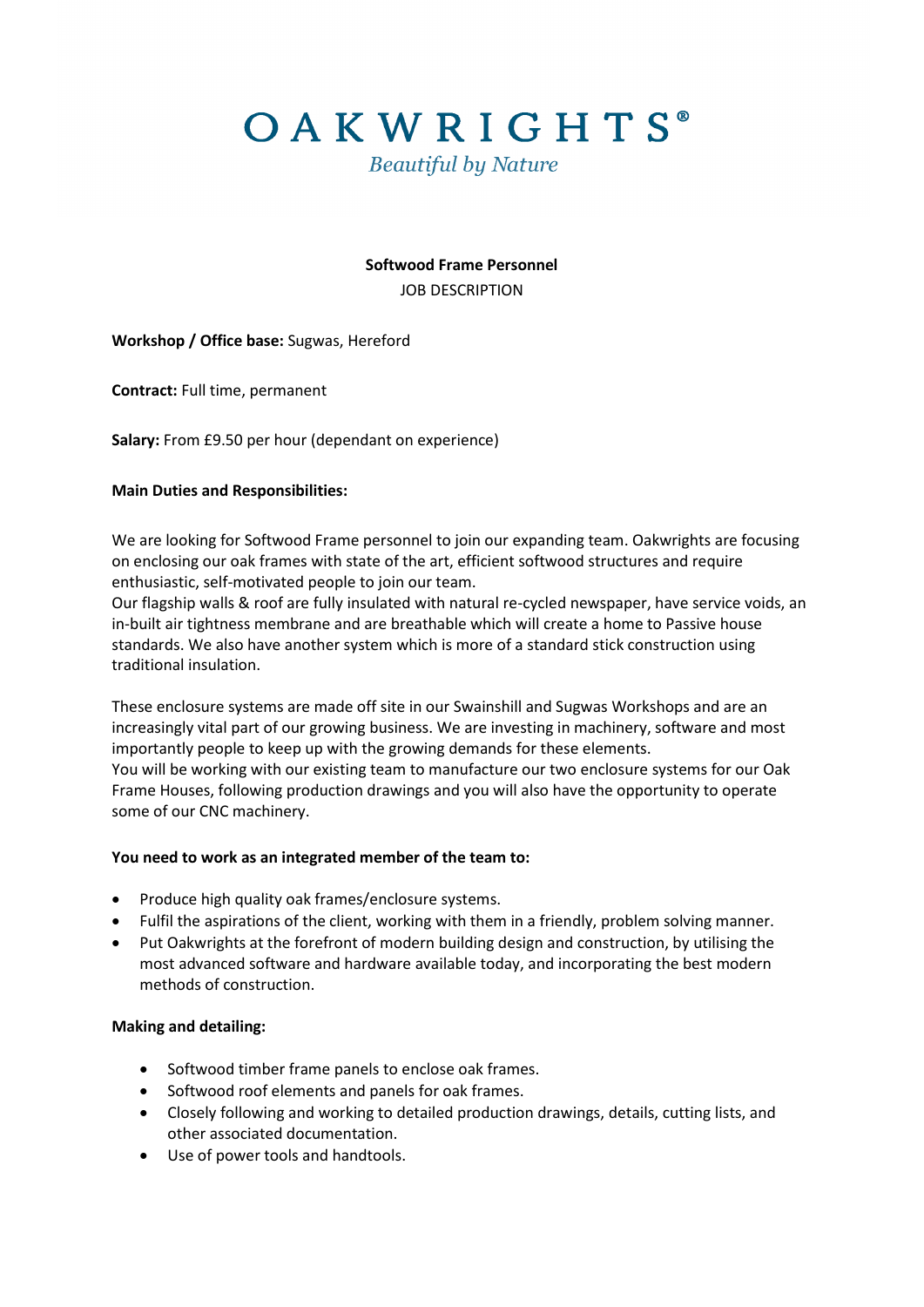# OAKWRIGHTS®

*Beautiful by Nature*

**Softwood Frame Personnel**

JOB DESCRIPTION

**Workshop / Office base:** Sugwas, Hereford

**Contract:** Full time, permanent

**Salary:** From £9.50 per hour (dependant on experience)

**Main Duties and Responsibilities:**

We are looking for Softwood Frame personnel to join our expanding team. Oakwrights are focusing on enclosing our oak frames with state of the art, efficient softwood structures and require enthusiastic, self-motivated people to join our team.

Our flagship walls & roof are fully insulated with natural re-cycled newspaper, have service voids, an in-built air tightness membrane and are breathable which will create a home to Passive house standards. We also have another system which is more of a standard stick construction using traditional insulation.

These enclosure systems are made off site in our Swainshill and Sugwas Workshops and are an increasingly vital part of our growing business. We are investing in machinery, software and most importantly people to keep up with the growing demands for these elements.

You will be working with our existing team to manufacture our two enclosure systems for our Oak Frame Houses, following production drawings and you will also have the opportunity to operate some of our CNC machinery.

**You need to work as an integrated member of the team to:**

- Produce high quality oak frames/enclosure systems.
- Fulfil the aspirations of the client, working with them in a friendly, problem solving manner.
- Put Oakwrights at the forefront of modern building design and construction, by utilising the most advanced software and hardware available today, and incorporating the best modern methods of construction.

**Making and detailing:**

- Softwood timber frame panels to enclose oak frames.
- Softwood roof elements and panels for oak frames.
- Closely following and working to detailed production drawings, details, cutting lists, and other associated documentation.
- Use of power tools and handtools.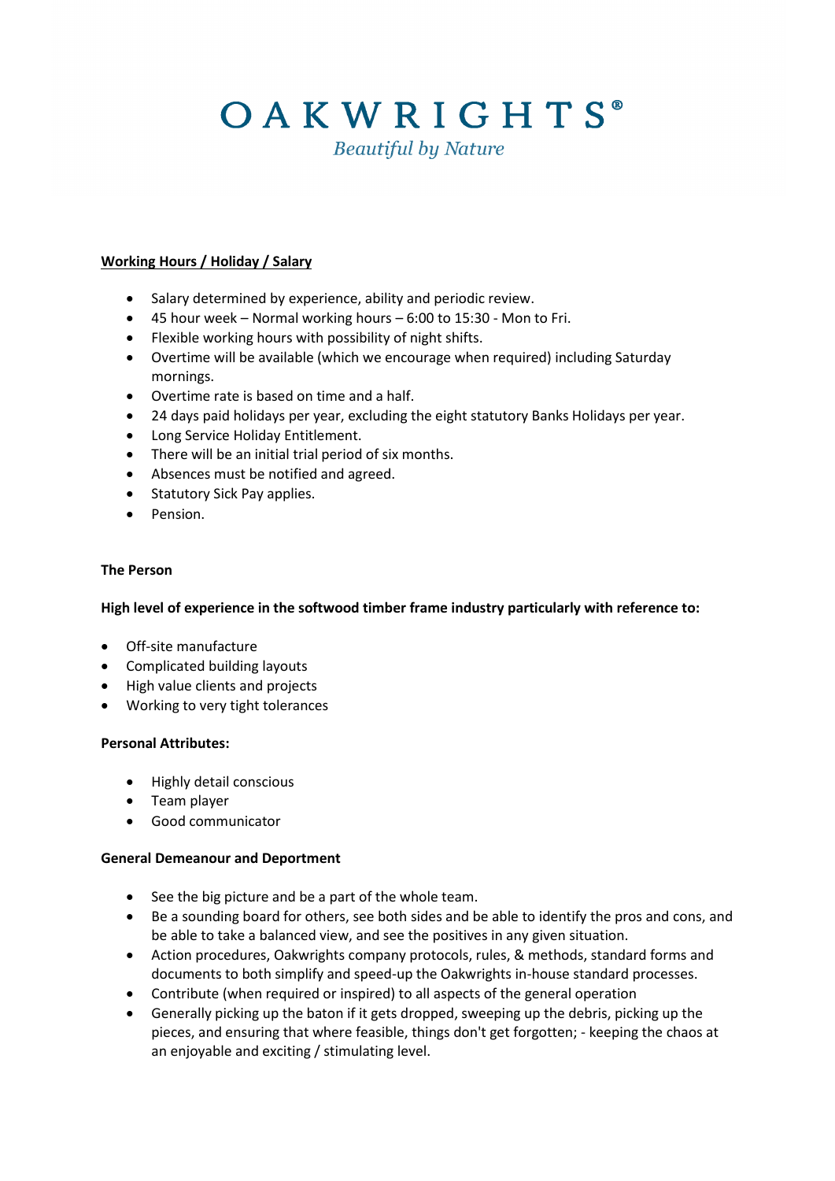# OAKWRIGHTS®

*Beautiful by Nature*

**<u>Working Hours / Holiday / Salary</u>**

- Salary determined by experience, ability and periodic review.
- 45 hour week – Normal working hours – 6:00 to 15:30 - Mon to Fri.
- Flexible working hours with possibility of night shifts.
- Overtime will be available (which we encourage when required) including Saturday mornings.
- Overtime rate is based on time and a half.
- 24 days paid holidays per year, excluding the eight statutory Banks Holidays per year.
- Long Service Holiday Entitlement.
- There will be an initial trial period of six months.
- Absences must be notified and agreed.
- Statutory Sick Pay applies.
- Pension.

**The Person**

**High level of experience in the softwood timber frame industry particularly with reference to:**

- Off-site manufacture
- Complicated building layouts
- High value clients and projects
- Working to very tight tolerances

**Personal Attributes:**

- Highly detail conscious
- Team player
- Good communicator

**General Demeanour and Deportment**

- See the big picture and be a part of the whole team.
- Be a sounding board for others, see both sides and be able to identify the pros and cons, and be able to take a balanced view, and see the positives in any given situation.
- Action procedures, Oakwrights company protocols, rules, & methods, standard forms and documents to both simplify and speed-up the Oakwrights in-house standard processes.
- Contribute (when required or inspired) to all aspects of the general operation
- Generally picking up the baton if it gets dropped, sweeping up the debris, picking up the pieces, and ensuring that where feasible, things don't get forgotten; - keeping the chaos at an enjoyable and exciting / stimulating level.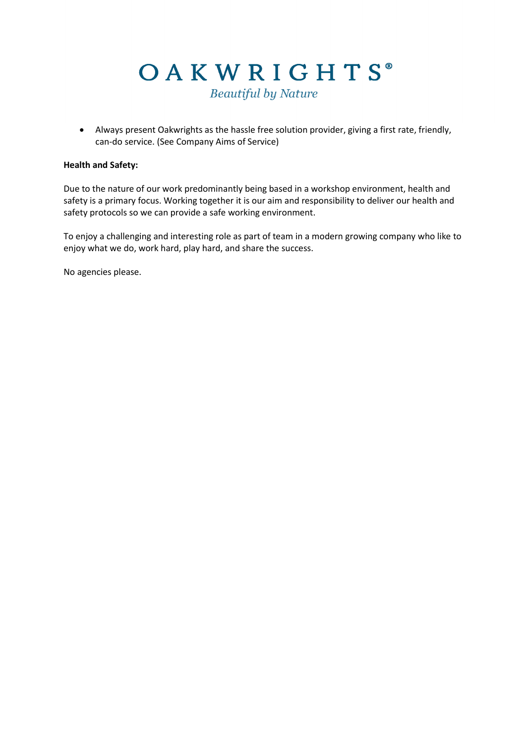- Always present Oakwrights as the hassle free solution provider, giving a first rate, friendly, can-do service. (See Company Aims of Service)

**Health and Safety:**

Due to the nature of our work predominantly being based in a workshop environment, health and safety is a primary focus. Working together it is our aim and responsibility to deliver our health and safety protocols so we can provide a safe working environment.

To enjoy a challenging and interesting role as part of team in a modern growing company who like to enjoy what we do, work hard, play hard, and share the success.

No agencies please.